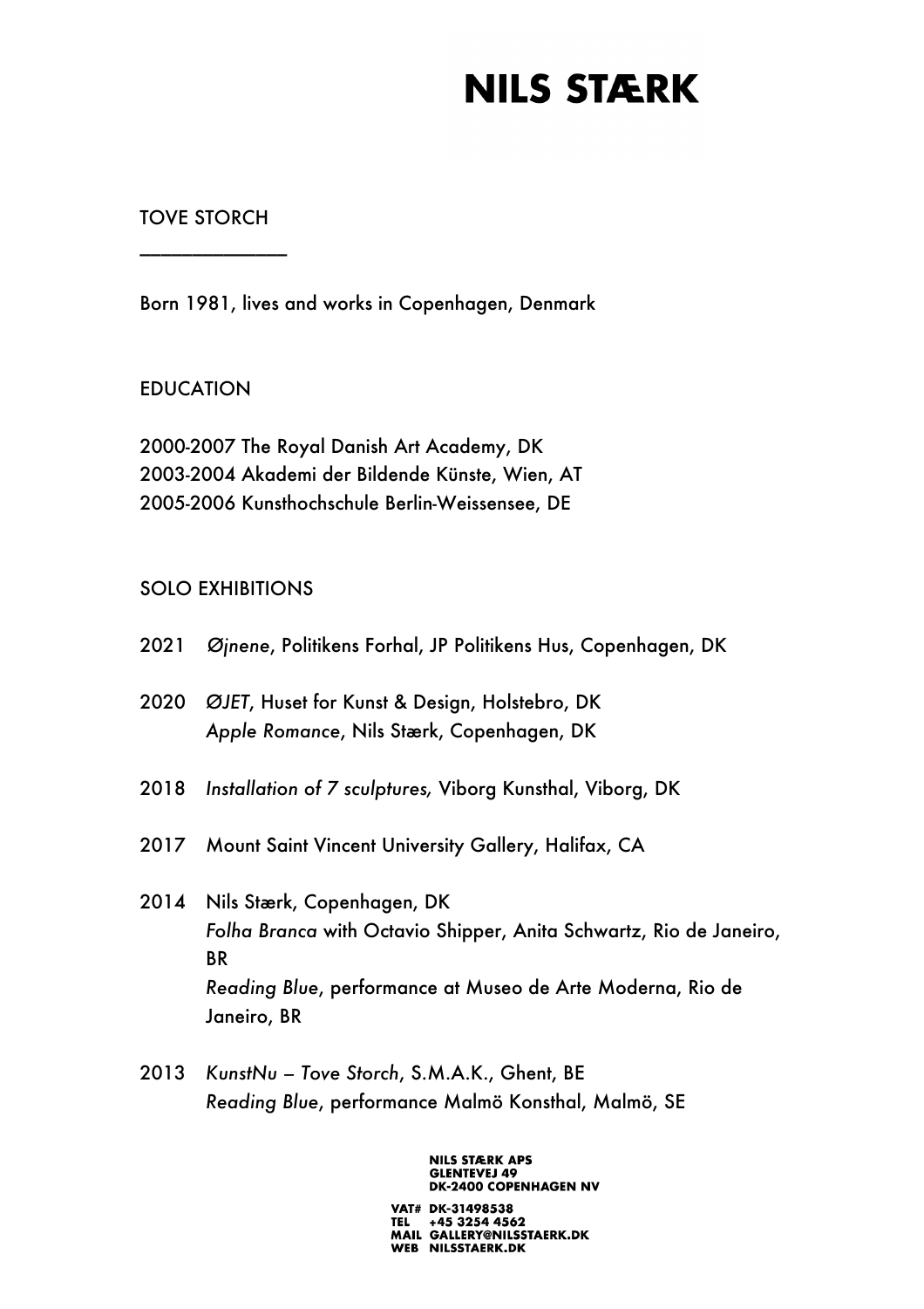# NILS STÆRK

## TOVE STORCH

———————

Born 1981, lives and works in Copenhagen, Denmark

## EDUCATION

2000-2007 The Royal Danish Art Academy, DK
2003-2004 Akademi der Bildende Künste, Wien, AT
2005-2006 Kunsthochschule Berlin-Weissensee, DE

## SOLO EXHIBITIONS

2021 *Øjnene*, Politikens Forhal, JP Politikens Hus, Copenhagen, DK

2020 *ØJET*, Huset for Kunst & Design, Holstebro, DK
*Apple Romance*, Nils Stærk, Copenhagen, DK

2018 *Installation of 7 sculptures,* Viborg Kunsthal, Viborg, DK

2017 Mount Saint Vincent University Gallery, Halifax, CA

2014 Nils Stærk, Copenhagen, DK
*Folha Branca* with Octavio Shipper, Anita Schwartz, Rio de Janeiro, BR
*Reading Blue*, performance at Museo de Arte Moderna, Rio de Janeiro, BR

2013 *KunstNu – Tove Storch*, S.M.A.K., Ghent, BE
*Reading Blue*, performance Malmö Konsthal, Malmö, SE

NILS STÆRK APS
GLENTEVEJ 49
DK-2400 COPENHAGEN NV

VAT# DK-31498538
TEL +45 3254 4562
MAIL GALLERY@NILSSTAERK.DK
WEB NILSSTAERK.DK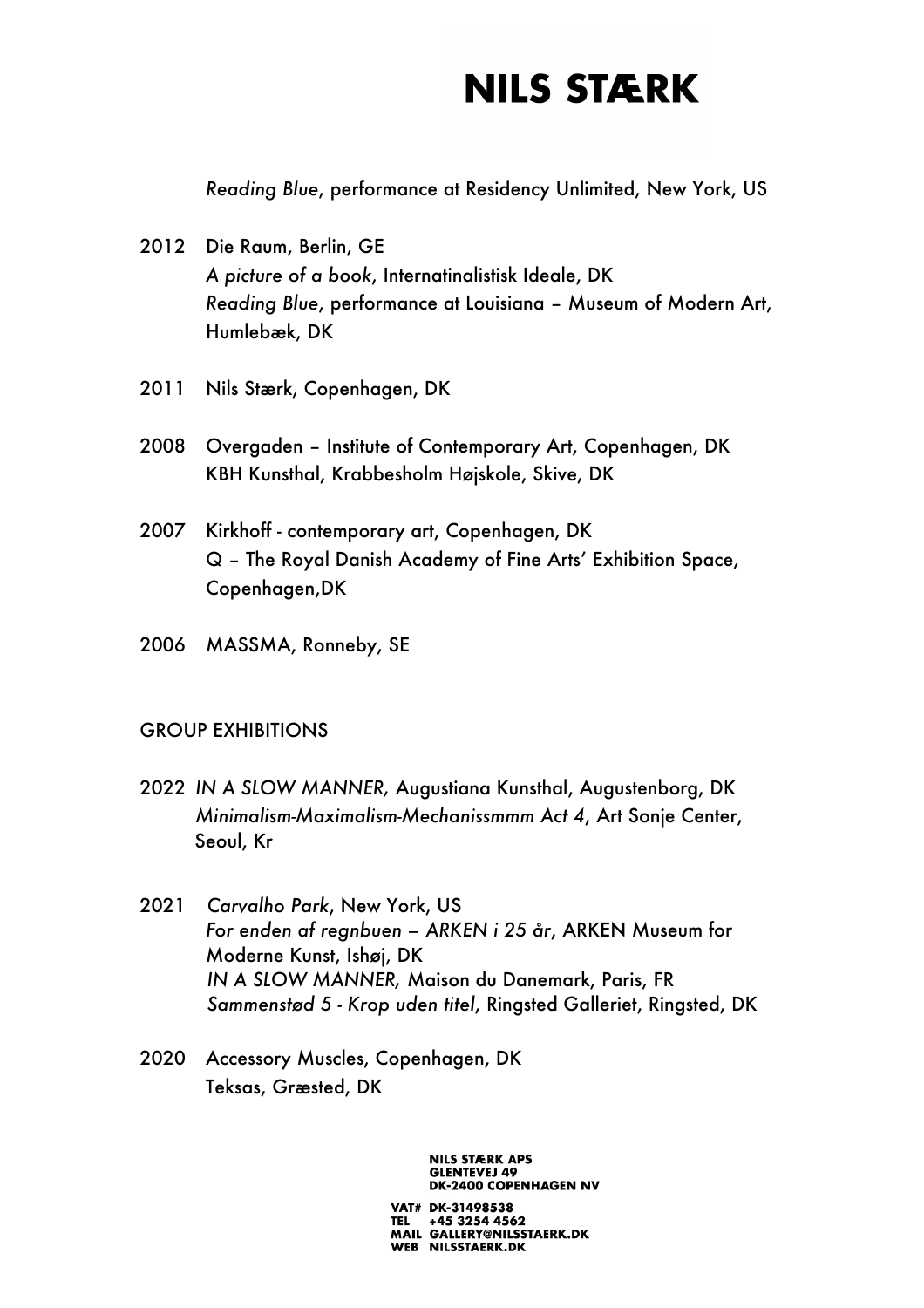*Reading Blue*, performance at Residency Unlimited, New York, US

2012 Die Raum, Berlin, GE
*A picture of a book*, Internatinalistisk Ideale, DK
*Reading Blue*, performance at Louisiana – Museum of Modern Art, Humlebæk, DK

2011 Nils Stærk, Copenhagen, DK

2008 Overgaden – Institute of Contemporary Art, Copenhagen, DK
KBH Kunsthal, Krabbesholm Højskole, Skive, DK

2007 Kirkhoff - contemporary art, Copenhagen, DK
Q – The Royal Danish Academy of Fine Arts' Exhibition Space, Copenhagen,DK

2006 MASSMA, Ronneby, SE

GROUP EXHIBITIONS

2022 *IN A SLOW MANNER,* Augustiana Kunsthal, Augustenborg, DK
*Minimalism-Maximalism-Mechanissmmm Act 4*, Art Sonje Center, Seoul, Kr

2021 *Carvalho Park*, New York, US
*For enden af regnbuen – ARKEN i 25 år*, ARKEN Museum for Moderne Kunst, Ishøj, DK
*IN A SLOW MANNER,* Maison du Danemark, Paris, FR
*Sammenstød 5 - Krop uden titel*, Ringsted Galleriet, Ringsted, DK

2020 Accessory Muscles, Copenhagen, DK
Teksas, Græsted, DK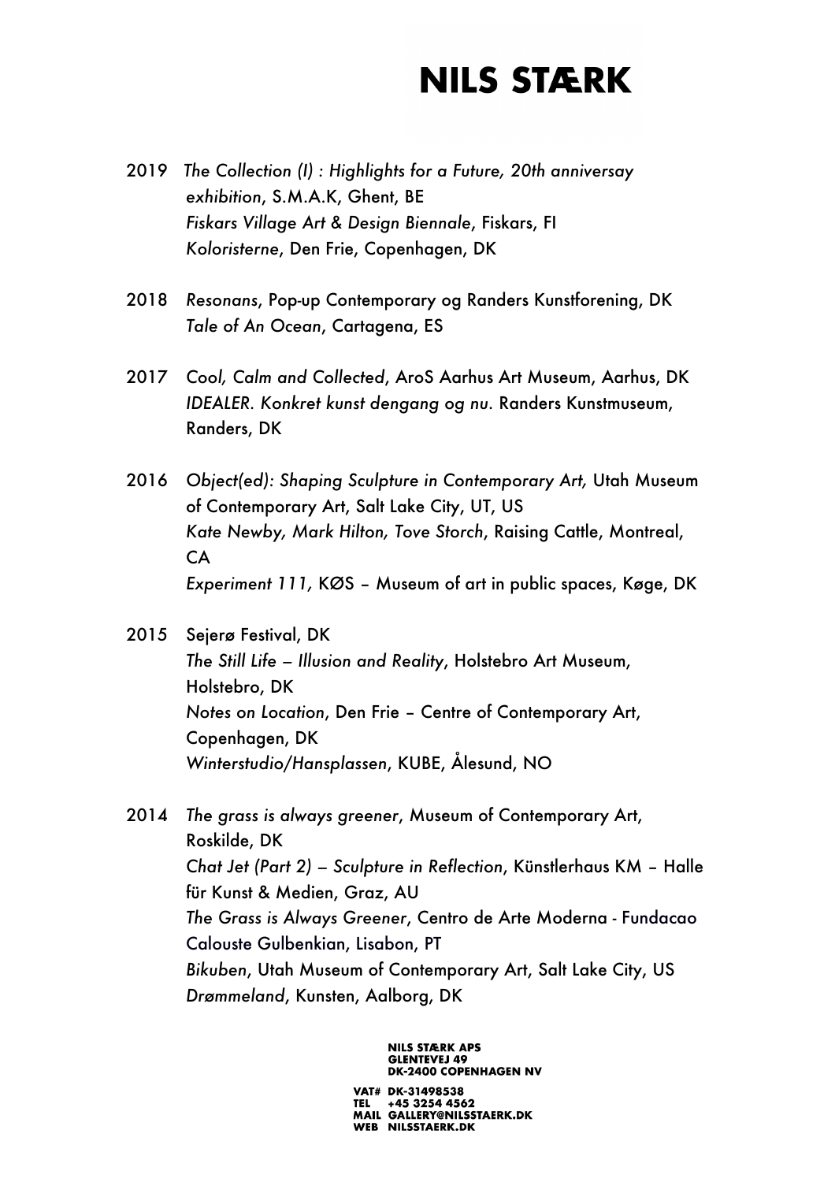2019 *The Collection (I) : Highlights for a Future, 20th anniversay exhibition*, S.M.A.K, Ghent, BE
*Fiskars Village Art & Design Biennale*, Fiskars, FI
*Koloristerne*, Den Frie, Copenhagen, DK

2018 *Resonans*, Pop-up Contemporary og Randers Kunstforening, DK
*Tale of An Ocean*, Cartagena, ES

2017 *Cool, Calm and Collected*, AroS Aarhus Art Museum, Aarhus, DK
*IDEALER. Konkret kunst dengang og nu.* Randers Kunstmuseum, Randers, DK

2016 *Object(ed): Shaping Sculpture in Contemporary Art,* Utah Museum of Contemporary Art, Salt Lake City, UT, US
*Kate Newby, Mark Hilton, Tove Storch*, Raising Cattle, Montreal, CA
*Experiment 111,* KØS – Museum of art in public spaces, Køge, DK

2015 Sejerø Festival, DK
*The Still Life – Illusion and Reality*, Holstebro Art Museum, Holstebro, DK
*Notes on Location*, Den Frie – Centre of Contemporary Art, Copenhagen, DK
*Winterstudio/Hansplassen*, KUBE, Ålesund, NO

2014 *The grass is always greener*, Museum of Contemporary Art, Roskilde, DK
*Chat Jet (Part 2) – Sculpture in Reflection*, Künstlerhaus KM – Halle für Kunst & Medien, Graz, AU
*The Grass is Always Greener*, Centro de Arte Moderna - Fundacao Calouste Gulbenkian, Lisabon, PT
*Bikuben*, Utah Museum of Contemporary Art, Salt Lake City, US
*Drømmeland*, Kunsten, Aalborg, DK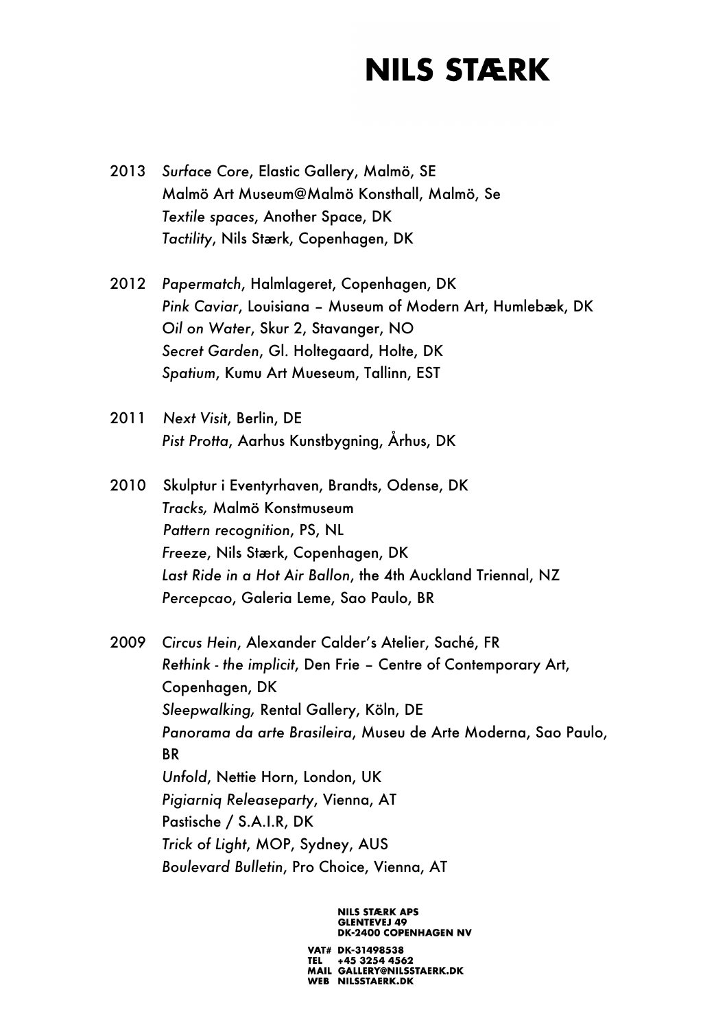2013 *Surface Core*, Elastic Gallery, Malmö, SE
Malmö Art Museum@Malmö Konsthall, Malmö, Se
*Textile spaces*, Another Space, DK
*Tactility*, Nils Stærk, Copenhagen, DK

2012 *Papermatch*, Halmlageret, Copenhagen, DK
*Pink Caviar*, Louisiana – Museum of Modern Art, Humlebæk, DK
*Oil on Water*, Skur 2, Stavanger, NO
*Secret Garden*, Gl. Holtegaard, Holte, DK
*Spatium*, Kumu Art Mueseum, Tallinn, EST

2011 *Next Visit*, Berlin, DE
*Pist Protta*, Aarhus Kunstbygning, Århus, DK

2010 Skulptur i Eventyrhaven, Brandts, Odense, DK
*Tracks,* Malmö Konstmuseum
*Pattern recognition*, PS, NL
*Freeze*, Nils Stærk, Copenhagen, DK
*Last Ride in a Hot Air Ballon*, the 4th Auckland Triennal, NZ
*Percepcao*, Galeria Leme, Sao Paulo, BR

2009 *Circus Hein*, Alexander Calder's Atelier, Saché, FR
*Rethink - the implicit*, Den Frie – Centre of Contemporary Art, Copenhagen, DK
*Sleepwalking,* Rental Gallery, Köln, DE
*Panorama da arte Brasileira*, Museu de Arte Moderna, Sao Paulo, BR
*Unfold*, Nettie Horn, London, UK
*Pigiarniq Releaseparty*, Vienna, AT
Pastische / S.A.I.R, DK
*Trick of Light*, MOP, Sydney, AUS
*Boulevard Bulletin*, Pro Choice, Vienna, AT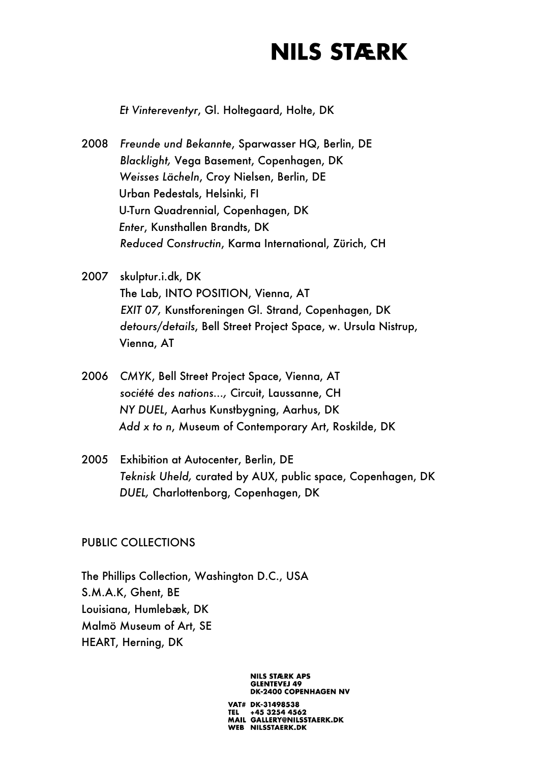*Et Vintereventyr*, Gl. Holtegaard, Holte, DK

2008 *Freunde und Bekannte*, Sparwasser HQ, Berlin, DE
*Blacklight,* Vega Basement, Copenhagen, DK
*Weisses Lächeln*, Croy Nielsen, Berlin, DE
Urban Pedestals, Helsinki, FI
U-Turn Quadrennial, Copenhagen, DK
*Enter*, Kunsthallen Brandts, DK
*Reduced Constructin*, Karma International, Zürich, CH

2007 skulptur.i.dk, DK
The Lab, INTO POSITION, Vienna, AT
*EXIT 07,* Kunstforeningen Gl. Strand, Copenhagen, DK
*detours/details*, Bell Street Project Space, w. Ursula Nistrup, Vienna, AT

2006 *CMYK*, Bell Street Project Space, Vienna, AT
*société des nations...,* Circuit, Laussanne, CH
*NY DUEL*, Aarhus Kunstbygning, Aarhus, DK
*Add x to n*, Museum of Contemporary Art, Roskilde, DK

2005 Exhibition at Autocenter, Berlin, DE
*Teknisk Uheld,* curated by AUX, public space, Copenhagen, DK
*DUEL,* Charlottenborg, Copenhagen, DK

PUBLIC COLLECTIONS

The Phillips Collection, Washington D.C., USA
S.M.A.K, Ghent, BE
Louisiana, Humlebæk, DK
Malmö Museum of Art, SE
HEART, Herning, DK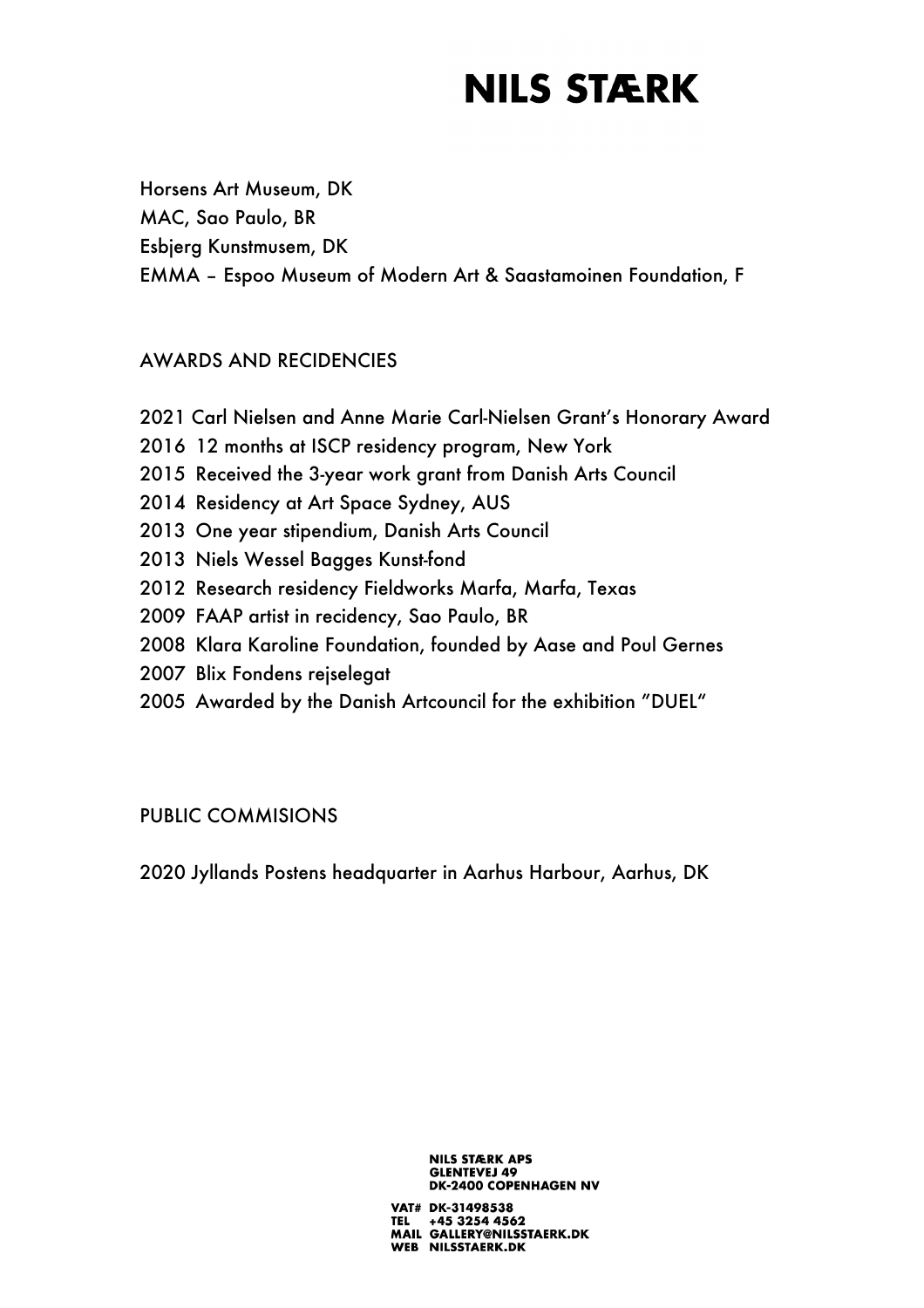Horsens Art Museum, DK
MAC, Sao Paulo, BR
Esbjerg Kunstmusem, DK
EMMA – Espoo Museum of Modern Art & Saastamoinen Foundation, F

## AWARDS AND RECIDENCIES

2021 Carl Nielsen and Anne Marie Carl-Nielsen Grant's Honorary Award
2016 12 months at ISCP residency program, New York
2015 Received the 3-year work grant from Danish Arts Council
2014 Residency at Art Space Sydney, AUS
2013 One year stipendium, Danish Arts Council
2013 Niels Wessel Bagges Kunst-fond
2012 Research residency Fieldworks Marfa, Marfa, Texas
2009 FAAP artist in recidency, Sao Paulo, BR
2008 Klara Karoline Foundation, founded by Aase and Poul Gernes
2007 Blix Fondens rejselegat
2005 Awarded by the Danish Artcouncil for the exhibition "DUEL"

## PUBLIC COMMISIONS

2020 Jyllands Postens headquarter in Aarhus Harbour, Aarhus, DK